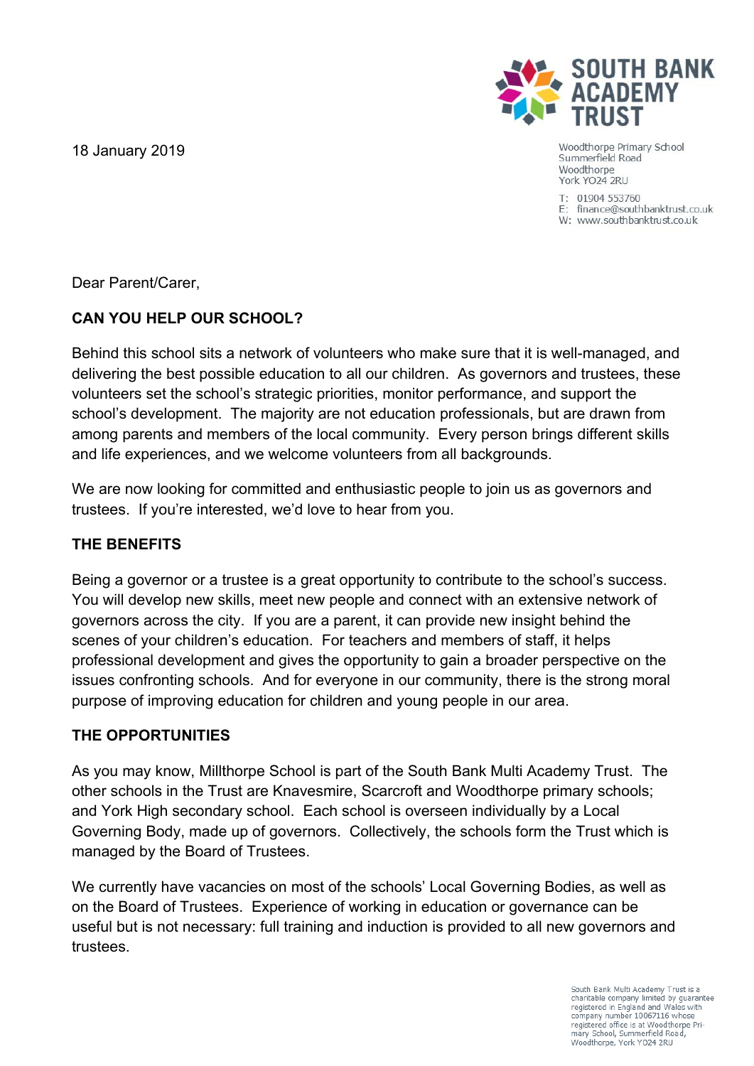**SOUTH BANK ACADEMY TRUST**

Woodthorpe Primary School
Summerfield Road
Woodthorpe
York YO24 2RU

T: 01904 553760
E: finance@southbanktrust.co.uk
W: www.southbanktrust.co.uk

18 January 2019

Dear Parent/Carer,

**CAN YOU HELP OUR SCHOOL?**

Behind this school sits a network of volunteers who make sure that it is well-managed, and delivering the best possible education to all our children. As governors and trustees, these volunteers set the school's strategic priorities, monitor performance, and support the school's development. The majority are not education professionals, but are drawn from among parents and members of the local community. Every person brings different skills and life experiences, and we welcome volunteers from all backgrounds.

We are now looking for committed and enthusiastic people to join us as governors and trustees. If you're interested, we'd love to hear from you.

**THE BENEFITS**

Being a governor or a trustee is a great opportunity to contribute to the school's success. You will develop new skills, meet new people and connect with an extensive network of governors across the city. If you are a parent, it can provide new insight behind the scenes of your children's education. For teachers and members of staff, it helps professional development and gives the opportunity to gain a broader perspective on the issues confronting schools. And for everyone in our community, there is the strong moral purpose of improving education for children and young people in our area.

**THE OPPORTUNITIES**

As you may know, Millthorpe School is part of the South Bank Multi Academy Trust. The other schools in the Trust are Knavesmire, Scarcroft and Woodthorpe primary schools; and York High secondary school. Each school is overseen individually by a Local Governing Body, made up of governors. Collectively, the schools form the Trust which is managed by the Board of Trustees.

We currently have vacancies on most of the schools' Local Governing Bodies, as well as on the Board of Trustees. Experience of working in education or governance can be useful but is not necessary: full training and induction is provided to all new governors and trustees.

South Bank Multi Academy Trust is a charitable company limited by guarantee registered in England and Wales with company number 10067116 whose registered office is at Woodthorpe Primary School, Summerfield Road, Woodthorpe, York YO24 2RU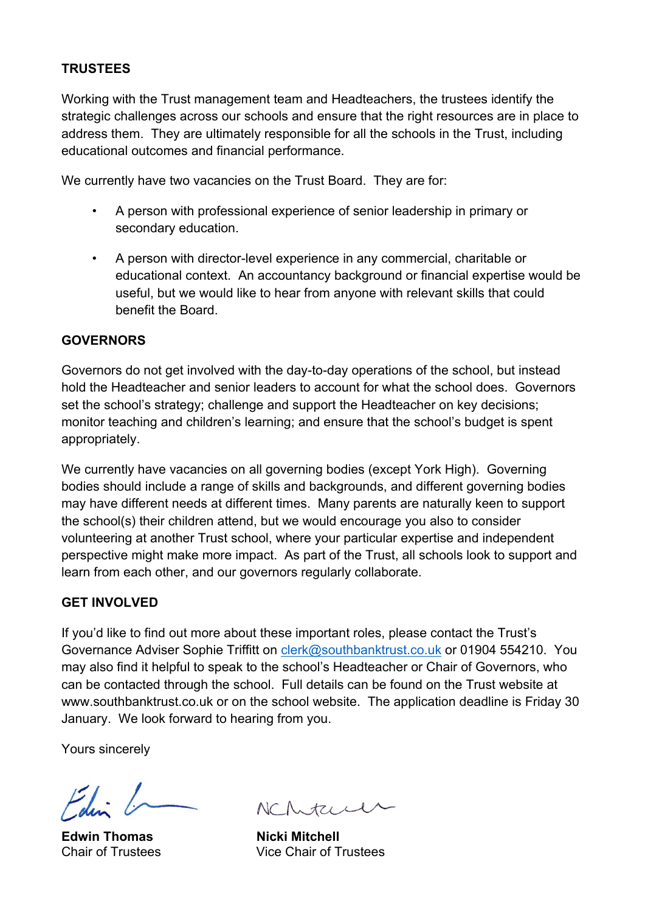**TRUSTEES**

Working with the Trust management team and Headteachers, the trustees identify the strategic challenges across our schools and ensure that the right resources are in place to address them. They are ultimately responsible for all the schools in the Trust, including educational outcomes and financial performance.

We currently have two vacancies on the Trust Board. They are for:

- A person with professional experience of senior leadership in primary or secondary education.
- A person with director-level experience in any commercial, charitable or educational context. An accountancy background or financial expertise would be useful, but we would like to hear from anyone with relevant skills that could benefit the Board.

**GOVERNORS**

Governors do not get involved with the day-to-day operations of the school, but instead hold the Headteacher and senior leaders to account for what the school does. Governors set the school's strategy; challenge and support the Headteacher on key decisions; monitor teaching and children's learning; and ensure that the school's budget is spent appropriately.

We currently have vacancies on all governing bodies (except York High). Governing bodies should include a range of skills and backgrounds, and different governing bodies may have different needs at different times. Many parents are naturally keen to support the school(s) their children attend, but we would encourage you also to consider volunteering at another Trust school, where your particular expertise and independent perspective might make more impact. As part of the Trust, all schools look to support and learn from each other, and our governors regularly collaborate.

**GET INVOLVED**

If you'd like to find out more about these important roles, please contact the Trust's Governance Adviser Sophie Triffitt on clerk@southbanktrust.co.uk or 01904 554210. You may also find it helpful to speak to the school's Headteacher or Chair of Governors, who can be contacted through the school. Full details can be found on the Trust website at www.southbanktrust.co.uk or on the school website. The application deadline is Friday 30 January. We look forward to hearing from you.

Yours sincerely

**Edwin Thomas**
Chair of Trustees

**Nicki Mitchell**
Vice Chair of Trustees